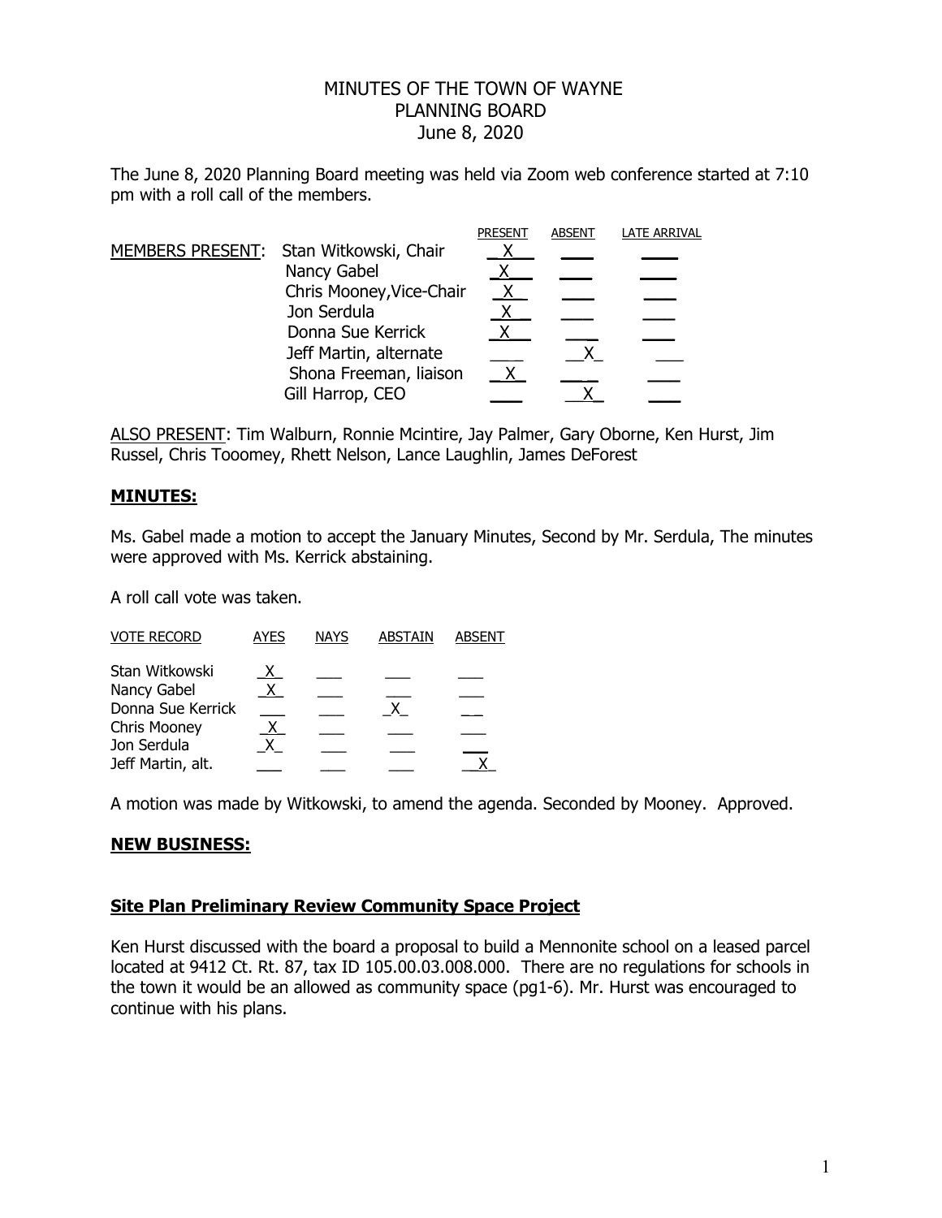# MINUTES OF THE TOWN OF WAYNE PLANNING BOARD

June 8, 2020

The June 8, 2020 Planning Board meeting was held via Zoom web conference started at 7:10 pm with a roll call of the members.

| | | PRESENT | ABSENT | LATE ARRIVAL |
|---|---|---|---|---|
| MEMBERS PRESENT: | Stan Witkowski, Chair | X | | |
| | Nancy Gabel | X | | |
| | Chris Mooney,Vice-Chair | X | | |
| | Jon Serdula | X | | |
| | Donna Sue Kerrick | X | | |
| | Jeff Martin, alternate | | X | |
| | Shona Freeman, liaison | X | | |
| | Gill Harrop, CEO | | X | |

ALSO PRESENT: Tim Walburn, Ronnie Mcintire, Jay Palmer, Gary Oborne, Ken Hurst, Jim Russel, Chris Tooomey, Rhett Nelson, Lance Laughlin, James DeForest

## MINUTES:

Ms. Gabel made a motion to accept the January Minutes, Second by Mr. Serdula, The minutes were approved with Ms. Kerrick abstaining.

A roll call vote was taken.

| VOTE RECORD | AYES | NAYS | ABSTAIN | ABSENT |
|---|---|---|---|---|
| Stan Witkowski | X | | | |
| Nancy Gabel | X | | | |
| Donna Sue Kerrick | | | X | |
| Chris Mooney | X | | | |
| Jon Serdula | X | | | |
| Jeff Martin, alt. | | | | X |

A motion was made by Witkowski, to amend the agenda. Seconded by Mooney. Approved.

## NEW BUSINESS:

### Site Plan Preliminary Review Community Space Project

Ken Hurst discussed with the board a proposal to build a Mennonite school on a leased parcel located at 9412 Ct. Rt. 87, tax ID 105.00.03.008.000. There are no regulations for schools in the town it would be an allowed as community space (pg1-6). Mr. Hurst was encouraged to continue with his plans.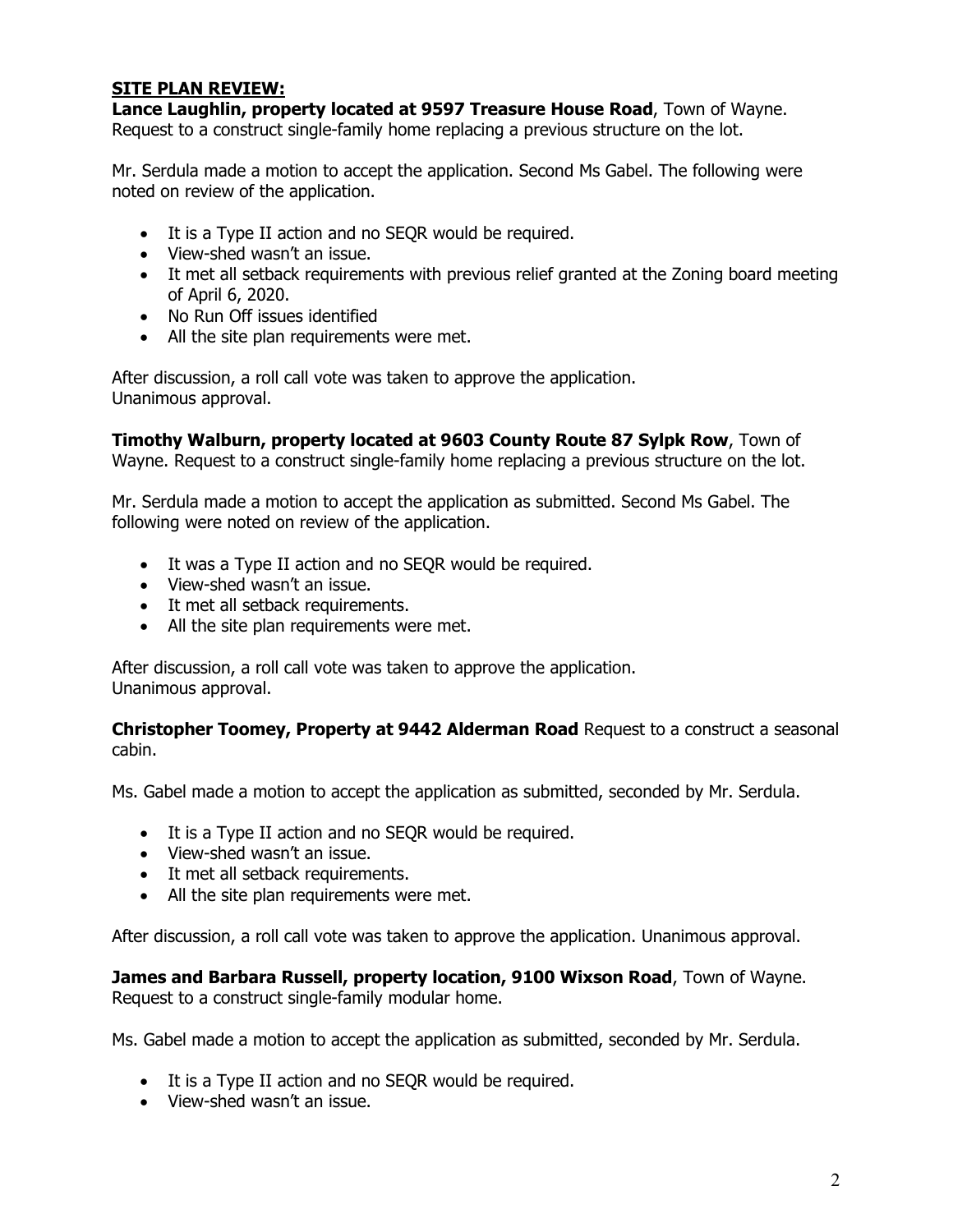**SITE PLAN REVIEW:**

**Lance Laughlin, property located at 9597 Treasure House Road**, Town of Wayne. Request to a construct single-family home replacing a previous structure on the lot.

Mr. Serdula made a motion to accept the application. Second Ms Gabel. The following were noted on review of the application.

- It is a Type II action and no SEQR would be required.
- View-shed wasn't an issue.
- It met all setback requirements with previous relief granted at the Zoning board meeting of April 6, 2020.
- No Run Off issues identified
- All the site plan requirements were met.

After discussion, a roll call vote was taken to approve the application.
Unanimous approval.

**Timothy Walburn, property located at 9603 County Route 87 Sylpk Row**, Town of Wayne. Request to a construct single-family home replacing a previous structure on the lot.

Mr. Serdula made a motion to accept the application as submitted. Second Ms Gabel. The following were noted on review of the application.

- It was a Type II action and no SEQR would be required.
- View-shed wasn't an issue.
- It met all setback requirements.
- All the site plan requirements were met.

After discussion, a roll call vote was taken to approve the application.
Unanimous approval.

**Christopher Toomey, Property at 9442 Alderman Road** Request to a construct a seasonal cabin.

Ms. Gabel made a motion to accept the application as submitted, seconded by Mr. Serdula.

- It is a Type II action and no SEQR would be required.
- View-shed wasn't an issue.
- It met all setback requirements.
- All the site plan requirements were met.

After discussion, a roll call vote was taken to approve the application. Unanimous approval.

**James and Barbara Russell, property location, 9100 Wixson Road**, Town of Wayne. Request to a construct single-family modular home.

Ms. Gabel made a motion to accept the application as submitted, seconded by Mr. Serdula.

- It is a Type II action and no SEQR would be required.
- View-shed wasn't an issue.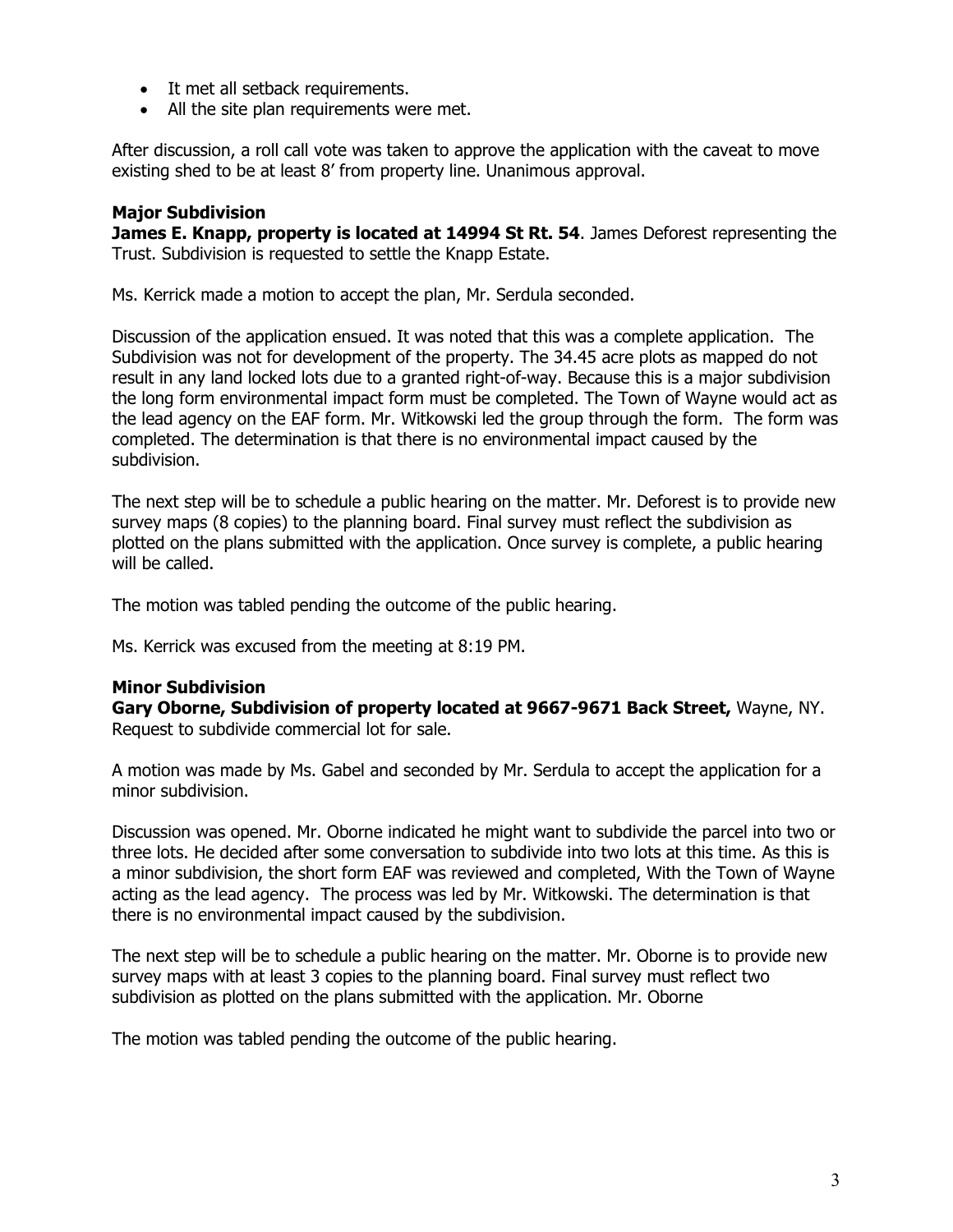- It met all setback requirements.
- All the site plan requirements were met.

After discussion, a roll call vote was taken to approve the application with the caveat to move existing shed to be at least 8' from property line. Unanimous approval.

**Major Subdivision**

**James E. Knapp, property is located at 14994 St Rt. 54**. James Deforest representing the Trust. Subdivision is requested to settle the Knapp Estate.

Ms. Kerrick made a motion to accept the plan, Mr. Serdula seconded.

Discussion of the application ensued. It was noted that this was a complete application. The Subdivision was not for development of the property. The 34.45 acre plots as mapped do not result in any land locked lots due to a granted right-of-way. Because this is a major subdivision the long form environmental impact form must be completed. The Town of Wayne would act as the lead agency on the EAF form. Mr. Witkowski led the group through the form. The form was completed. The determination is that there is no environmental impact caused by the subdivision.

The next step will be to schedule a public hearing on the matter. Mr. Deforest is to provide new survey maps (8 copies) to the planning board. Final survey must reflect the subdivision as plotted on the plans submitted with the application. Once survey is complete, a public hearing will be called.

The motion was tabled pending the outcome of the public hearing.

Ms. Kerrick was excused from the meeting at 8:19 PM.

**Minor Subdivision**

**Gary Oborne, Subdivision of property located at 9667-9671 Back Street,** Wayne, NY. Request to subdivide commercial lot for sale.

A motion was made by Ms. Gabel and seconded by Mr. Serdula to accept the application for a minor subdivision.

Discussion was opened. Mr. Oborne indicated he might want to subdivide the parcel into two or three lots. He decided after some conversation to subdivide into two lots at this time. As this is a minor subdivision, the short form EAF was reviewed and completed, With the Town of Wayne acting as the lead agency. The process was led by Mr. Witkowski. The determination is that there is no environmental impact caused by the subdivision.

The next step will be to schedule a public hearing on the matter. Mr. Oborne is to provide new survey maps with at least 3 copies to the planning board. Final survey must reflect two subdivision as plotted on the plans submitted with the application. Mr. Oborne

The motion was tabled pending the outcome of the public hearing.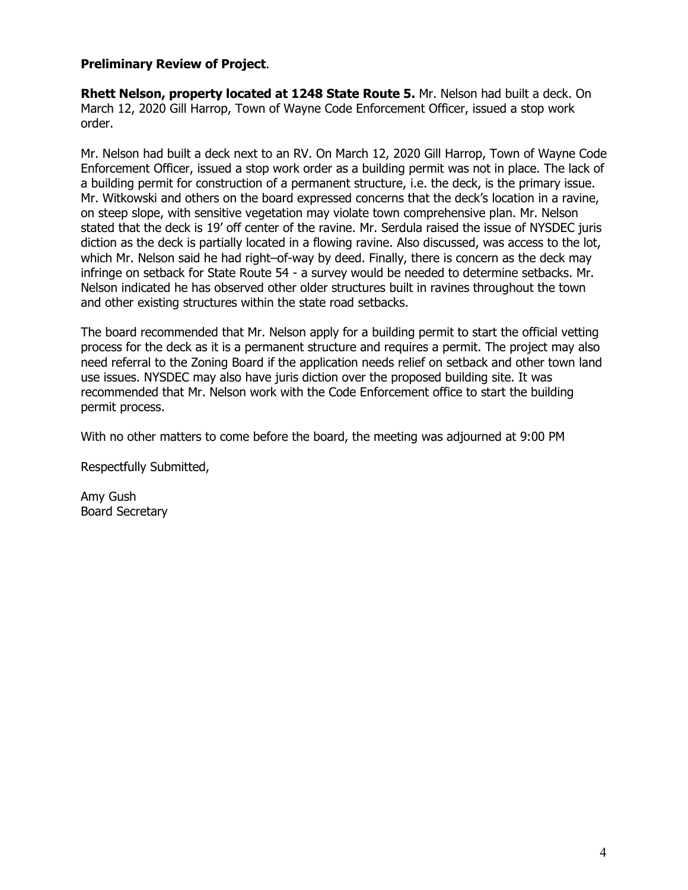**Preliminary Review of Project**.

**Rhett Nelson, property located at 1248 State Route 5.** Mr. Nelson had built a deck. On March 12, 2020 Gill Harrop, Town of Wayne Code Enforcement Officer, issued a stop work order.

Mr. Nelson had built a deck next to an RV. On March 12, 2020 Gill Harrop, Town of Wayne Code Enforcement Officer, issued a stop work order as a building permit was not in place. The lack of a building permit for construction of a permanent structure, i.e. the deck, is the primary issue. Mr. Witkowski and others on the board expressed concerns that the deck's location in a ravine, on steep slope, with sensitive vegetation may violate town comprehensive plan. Mr. Nelson stated that the deck is 19' off center of the ravine. Mr. Serdula raised the issue of NYSDEC juris diction as the deck is partially located in a flowing ravine. Also discussed, was access to the lot, which Mr. Nelson said he had right–of-way by deed. Finally, there is concern as the deck may infringe on setback for State Route 54 - a survey would be needed to determine setbacks. Mr. Nelson indicated he has observed other older structures built in ravines throughout the town and other existing structures within the state road setbacks.

The board recommended that Mr. Nelson apply for a building permit to start the official vetting process for the deck as it is a permanent structure and requires a permit. The project may also need referral to the Zoning Board if the application needs relief on setback and other town land use issues. NYSDEC may also have juris diction over the proposed building site. It was recommended that Mr. Nelson work with the Code Enforcement office to start the building permit process.

With no other matters to come before the board, the meeting was adjourned at 9:00 PM

Respectfully Submitted,

Amy Gush
Board Secretary